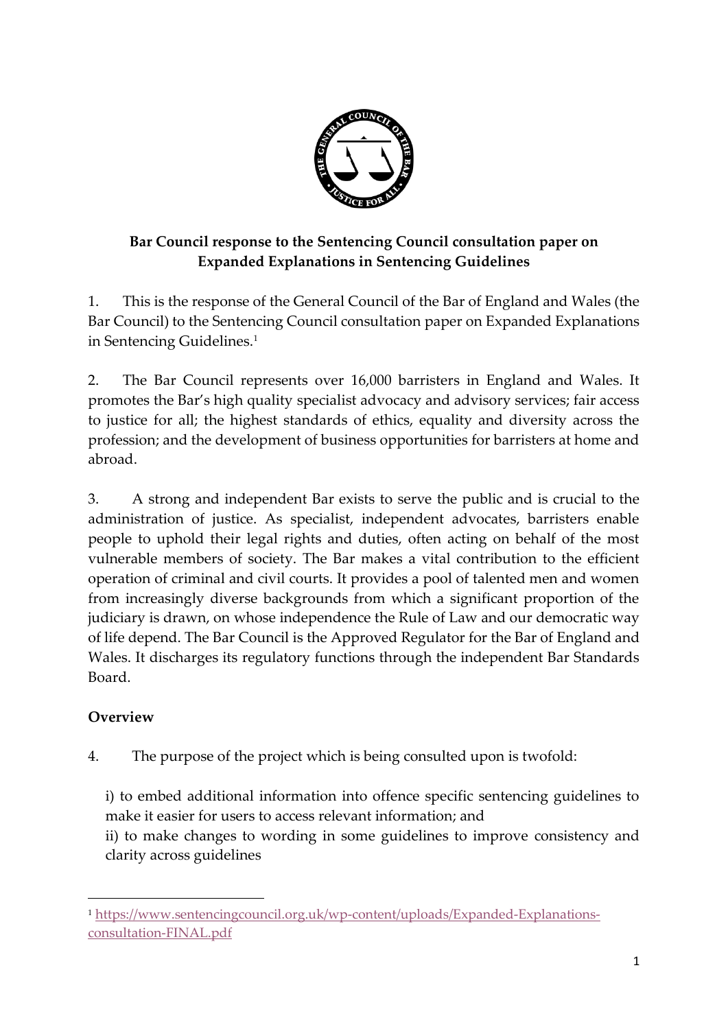**Bar Council response to the Sentencing Council consultation paper on Expanded Explanations in Sentencing Guidelines**

1. This is the response of the General Council of the Bar of England and Wales (the Bar Council) to the Sentencing Council consultation paper on Expanded Explanations in Sentencing Guidelines.[1]

2. The Bar Council represents over 16,000 barristers in England and Wales. It promotes the Bar's high quality specialist advocacy and advisory services; fair access to justice for all; the highest standards of ethics, equality and diversity across the profession; and the development of business opportunities for barristers at home and abroad.

3. A strong and independent Bar exists to serve the public and is crucial to the administration of justice. As specialist, independent advocates, barristers enable people to uphold their legal rights and duties, often acting on behalf of the most vulnerable members of society. The Bar makes a vital contribution to the efficient operation of criminal and civil courts. It provides a pool of talented men and women from increasingly diverse backgrounds from which a significant proportion of the judiciary is drawn, on whose independence the Rule of Law and our democratic way of life depend. The Bar Council is the Approved Regulator for the Bar of England and Wales. It discharges its regulatory functions through the independent Bar Standards Board.

## Overview

4. The purpose of the project which is being consulted upon is twofold:

i) to embed additional information into offence specific sentencing guidelines to make it easier for users to access relevant information; and
ii) to make changes to wording in some guidelines to improve consistency and clarity across guidelines

---

[1] https://www.sentencingcouncil.org.uk/wp-content/uploads/Expanded-Explanations-consultation-FINAL.pdf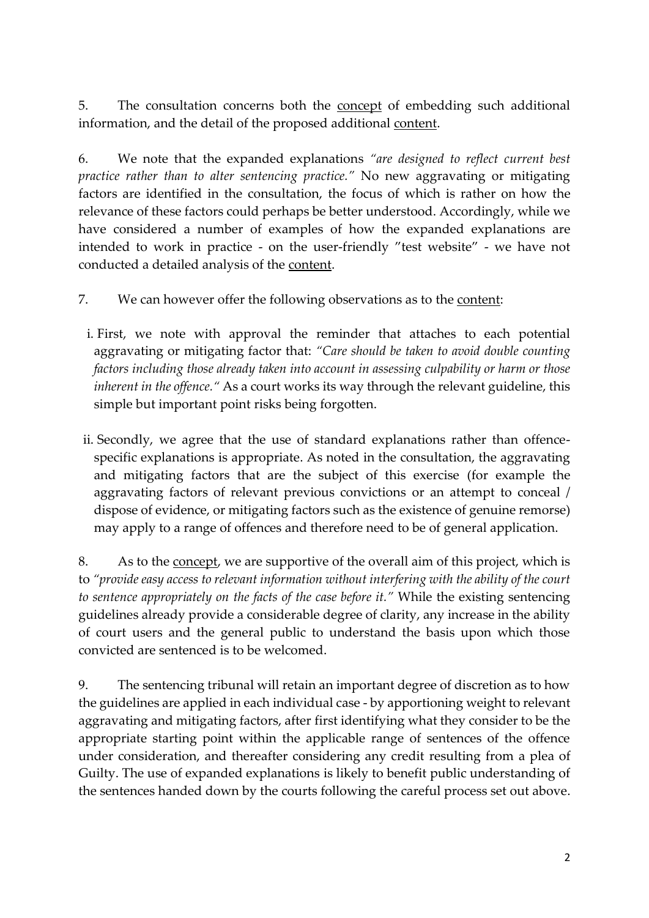5. The consultation concerns both the <u>concept</u> of embedding such additional information, and the detail of the proposed additional <u>content</u>.

6. We note that the expanded explanations *"are designed to reflect current best practice rather than to alter sentencing practice."* No new aggravating or mitigating factors are identified in the consultation, the focus of which is rather on how the relevance of these factors could perhaps be better understood. Accordingly, while we have considered a number of examples of how the expanded explanations are intended to work in practice - on the user-friendly "test website" - we have not conducted a detailed analysis of the <u>content</u>.

7. We can however offer the following observations as to the <u>content</u>:

  i. First, we note with approval the reminder that attaches to each potential aggravating or mitigating factor that: *"Care should be taken to avoid double counting factors including those already taken into account in assessing culpability or harm or those inherent in the offence."* As a court works its way through the relevant guideline, this simple but important point risks being forgotten.

  ii. Secondly, we agree that the use of standard explanations rather than offence-specific explanations is appropriate. As noted in the consultation, the aggravating and mitigating factors that are the subject of this exercise (for example the aggravating factors of relevant previous convictions or an attempt to conceal / dispose of evidence, or mitigating factors such as the existence of genuine remorse) may apply to a range of offences and therefore need to be of general application.

8. As to the <u>concept</u>, we are supportive of the overall aim of this project, which is to *"provide easy access to relevant information without interfering with the ability of the court to sentence appropriately on the facts of the case before it."* While the existing sentencing guidelines already provide a considerable degree of clarity, any increase in the ability of court users and the general public to understand the basis upon which those convicted are sentenced is to be welcomed.

9. The sentencing tribunal will retain an important degree of discretion as to how the guidelines are applied in each individual case - by apportioning weight to relevant aggravating and mitigating factors, after first identifying what they consider to be the appropriate starting point within the applicable range of sentences of the offence under consideration, and thereafter considering any credit resulting from a plea of Guilty. The use of expanded explanations is likely to benefit public understanding of the sentences handed down by the courts following the careful process set out above.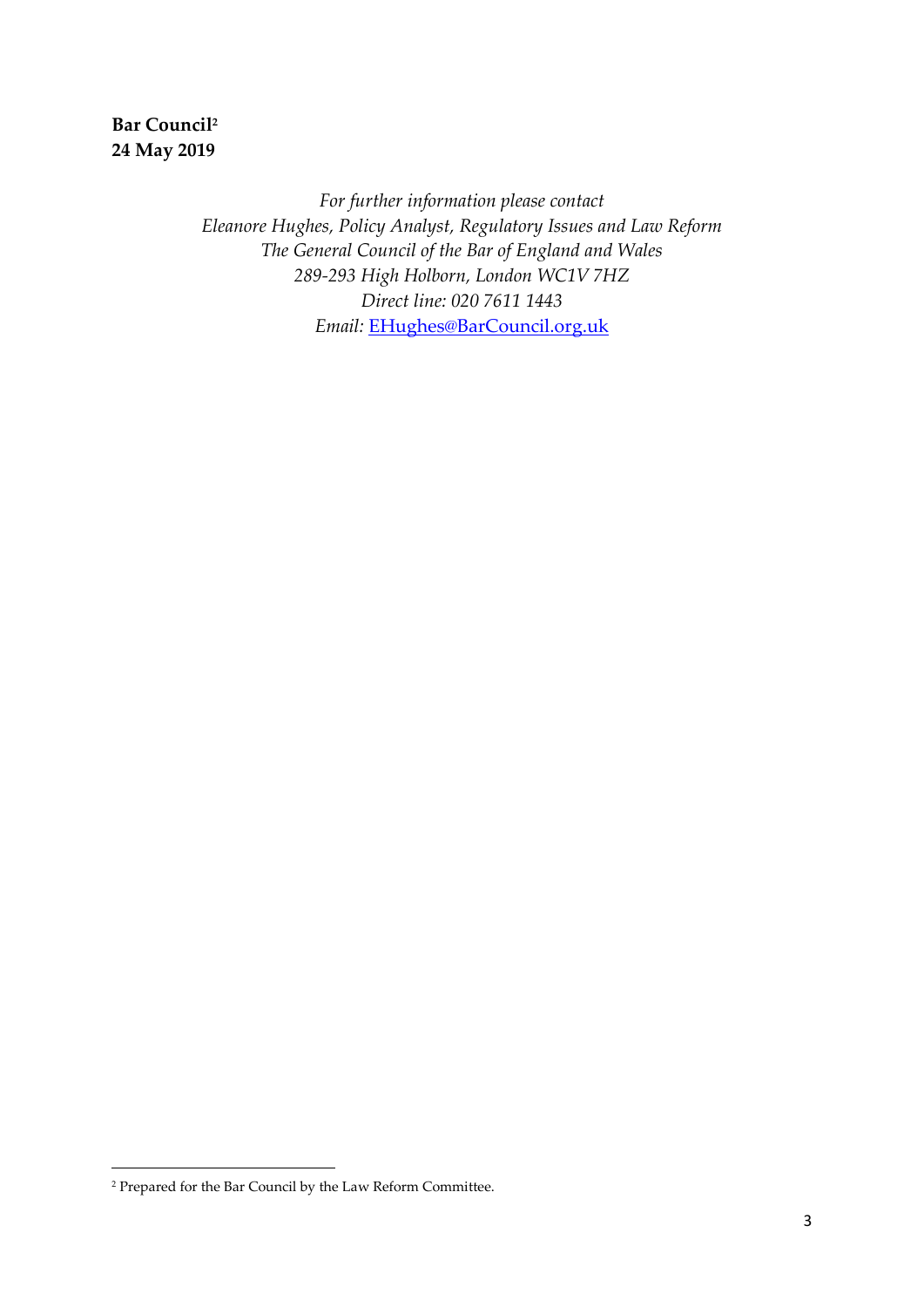**Bar Council**[2]
**24 May 2019**

*For further information please contact*
*Eleanore Hughes, Policy Analyst, Regulatory Issues and Law Reform*
*The General Council of the Bar of England and Wales*
*289-293 High Holborn, London WC1V 7HZ*
*Direct line: 020 7611 1443*
*Email:* EHughes@BarCouncil.org.uk

[2] Prepared for the Bar Council by the Law Reform Committee.